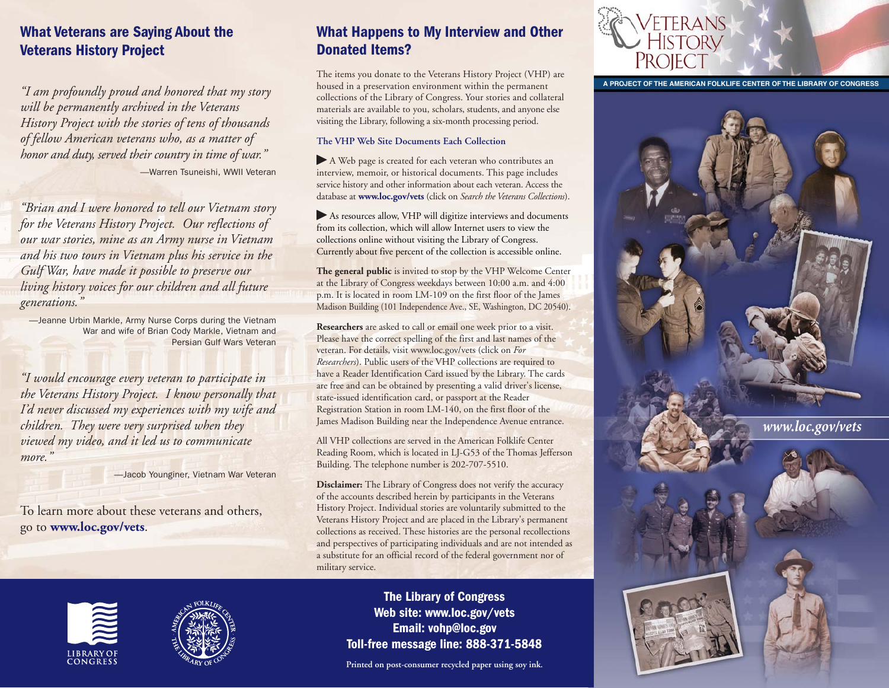## What Veterans are Saying About the Veterans History Project

*"I am profoundly proud and honored that my story will be permanently archived in the Veterans History Project with the stories of tens of thousands of fellow American veterans who, as a matter of honor and duty, served their country in time of war."*

—Warren Tsuneishi, WWII Veteran

*"Brian and I were honored to tell our Vietnam story for the Veterans History Project. Our reflections of our war stories, mine as an Army nurse in Vietnam and his two tours in Vietnam plus his service in the Gulf War, have made it possible to preserve our living history voices for our children and all future generations."*

—Jeanne Urbin Markle, Army Nurse Corps during the Vietnam War and wife of Brian Cody Markle, Vietnam and Persian Gulf Wars Veteran

*"I would encourage every veteran to participate in the Veterans History Project. I know personally that I'd never discussed my experiences with my wife and children. They were very surprised when they viewed my video, and it led us to communicate more."*

—Jacob Younginer, Vietnam War Veteran

To learn more about these veterans and others, go to **www.loc.gov/vets**.

## What Happens to My Interview and Other Donated Items?

The items you donate to the Veterans History Project (VHP) are housed in a preservation environment within the permanent collections of the Library of Congress. Your stories and collateral materials are available to you, scholars, students, and anyone else visiting the Library, following a six-month processing period.

### The VHP Web Site Documents Each Collection

- A Web page is created for each veteran who contributes an interview, memoir, or historical documents. This page includes service history and other information about each veteran. Access the database at **www.loc.gov/vets** (click on *Search the Veterans Collections*).
- As resources allow, VHP will digitize interviews and documents from its collection, which will allow Internet users to view the collections online without visiting the Library of Congress. Currently about five percent of the collection is accessible online.

**The general public** is invited to stop by the VHP Welcome Center at the Library of Congress weekdays between 10:00 a.m. and 4:00 p.m. It is located in room LM-109 on the first floor of the James Madison Building (101 Independence Ave., SE, Washington, DC 20540).

**Researchers** are asked to call or email one week prior to a visit. Please have the correct spelling of the first and last names of the veteran. For details, visit www.loc.gov/vets (click on *For Researchers*). Public users of the VHP collections are required to have a Reader Identification Card issued by the Library. The cards are free and can be obtained by presenting a valid driver's license, state-issued identification card, or passport at the Reader Registration Station in room LM-140, on the first floor of the James Madison Building near the Independence Avenue entrance.

All VHP collections are served in the American Folklife Center Reading Room, which is located in LJ-G53 of the Thomas Jefferson Building. The telephone number is 202-707-5510.

**Disclaimer:** The Library of Congress does not verify the accuracy of the accounts described herein by participants in the Veterans History Project. Individual stories are voluntarily submitted to the Veterans History Project and are placed in the Library's permanent collections as received. These histories are the personal recollections and perspectives of participating individuals and are not intended as a substitute for an official record of the federal government nor of military service.

**The Library of Congress**
**Web site: www.loc.gov/vets**
**Email: vohp@loc.gov**
**Toll-free message line: 888-371-5848**

**Printed on post-consumer recycled paper using soy ink.**

# Veterans History Project

**A PROJECT OF THE AMERICAN FOLKLIFE CENTER OF THE LIBRARY OF CONGRESS**

*www.loc.gov/vets*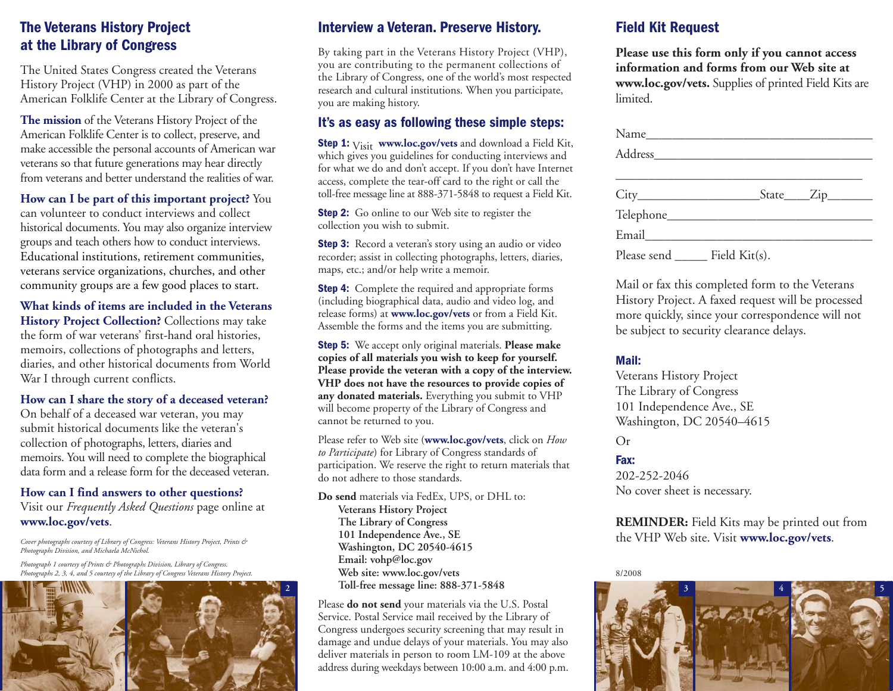## The Veterans History Project at the Library of Congress

The United States Congress created the Veterans History Project (VHP) in 2000 as part of the American Folklife Center at the Library of Congress.

**The mission** of the Veterans History Project of the American Folklife Center is to collect, preserve, and make accessible the personal accounts of American war veterans so that future generations may hear directly from veterans and better understand the realities of war.

**How can I be part of this important project?** You can volunteer to conduct interviews and collect historical documents. You may also organize interview groups and teach others how to conduct interviews. Educational institutions, retirement communities, veterans service organizations, churches, and other community groups are a few good places to start.

**What kinds of items are included in the Veterans History Project Collection?** Collections may take the form of war veterans' first-hand oral histories, memoirs, collections of photographs and letters, diaries, and other historical documents from World War I through current conflicts.

**How can I share the story of a deceased veteran?** On behalf of a deceased war veteran, you may submit historical documents like the veteran's collection of photographs, letters, diaries and memoirs. You will need to complete the biographical data form and a release form for the deceased veteran.

**How can I find answers to other questions?** Visit our *Frequently Asked Questions* page online at **www.loc.gov/vets**.

*Cover photographs courtesy of Library of Congress: Veterans History Project, Prints & Photographs Division, and Michaela McNichol.*

*Photograph 1 courtesy of Prints & Photographs Division, Library of Congress. Photographs 2, 3, 4, and 5 courtesy of the Library of Congress Veterans History Project.*

## Interview a Veteran. Preserve History.

By taking part in the Veterans History Project (VHP), you are contributing to the permanent collections of the Library of Congress, one of the world's most respected research and cultural institutions. When you participate, you are making history.

### It's as easy as following these simple steps:

**Step 1:** Visit **www.loc.gov/vets** and download a Field Kit, which gives you guidelines for conducting interviews and for what we do and don't accept. If you don't have Internet access, complete the tear-off card to the right or call the toll-free message line at 888-371-5848 to request a Field Kit.

**Step 2:** Go online to our Web site to register the collection you wish to submit.

**Step 3:** Record a veteran's story using an audio or video recorder; assist in collecting photographs, letters, diaries, maps, etc.; and/or help write a memoir.

**Step 4:** Complete the required and appropriate forms (including biographical data, audio and video log, and release forms) at **www.loc.gov/vets** or from a Field Kit. Assemble the forms and the items you are submitting.

**Step 5:** We accept only original materials. **Please make copies of all materials you wish to keep for yourself. Please provide the veteran with a copy of the interview. VHP does not have the resources to provide copies of any donated materials.** Everything you submit to VHP will become property of the Library of Congress and cannot be returned to you.

Please refer to Web site (**www.loc.gov/vets**, click on *How to Participate*) for Library of Congress standards of participation. We reserve the right to return materials that do not adhere to those standards.

**Do send** materials via FedEx, UPS, or DHL to:

**Veterans History Project**
**The Library of Congress**
**101 Independence Ave., SE**
**Washington, DC 20540-4615**
**Email: vohp@loc.gov**
**Web site: www.loc.gov/vets**
**Toll-free message line: 888-371-5848**

Please **do not send** your materials via the U.S. Postal Service. Postal Service mail received by the Library of Congress undergoes security screening that may result in damage and undue delays of your materials. You may also deliver materials in person to room LM-109 at the above address during weekdays between 10:00 a.m. and 4:00 p.m.

## Field Kit Request

**Please use this form only if you cannot access information and forms from our Web site at www.loc.gov/vets.** Supplies of printed Field Kits are limited.

Name_______________________________

Address_____________________________

____________________________________

City________________State____Zip_______

Telephone___________________________

Email_______________________________

Please send _____ Field Kit(s).

Mail or fax this completed form to the Veterans History Project. A faxed request will be processed more quickly, since your correspondence will not be subject to security clearance delays.

**Mail:**

Veterans History Project
The Library of Congress
101 Independence Ave., SE
Washington, DC 20540–4615

Or

**Fax:**

202-252-2046
No cover sheet is necessary.

**REMINDER:** Field Kits may be printed out from the VHP Web site. Visit **www.loc.gov/vets**.

8/2008